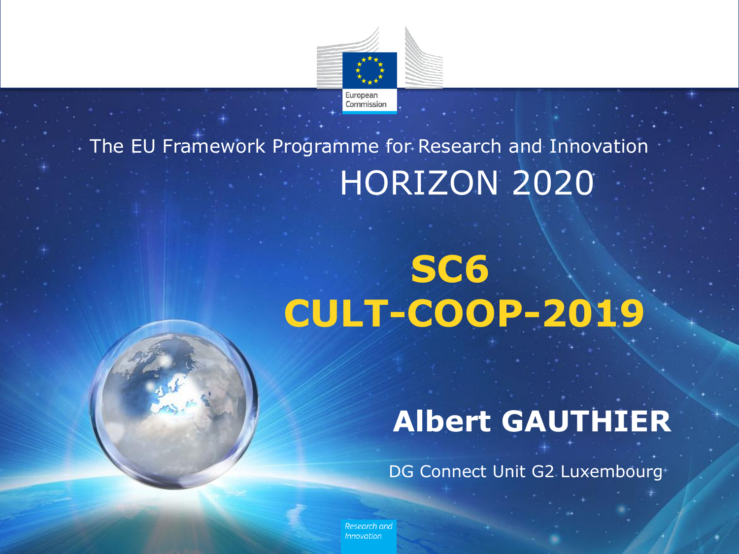European Commission

The EU Framework Programme for Research and Innovation

# HORIZON 2020

# SC6 CULT-COOP-2019

**Albert GAUTHIER**

DG Connect Unit G2 Luxembourg

*Research and Innovation*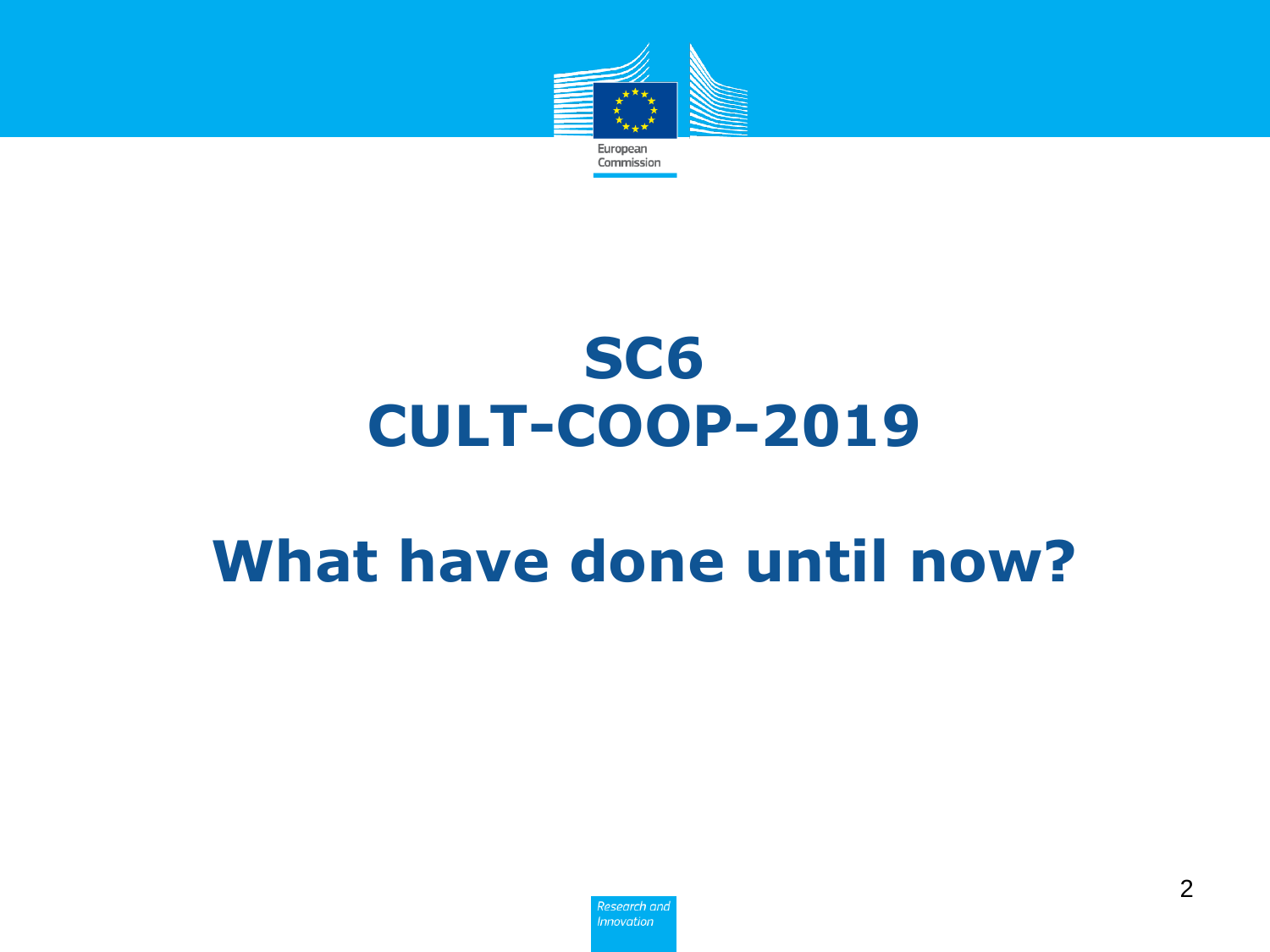# SC6
# CULT-COOP-2019

# What have done until now?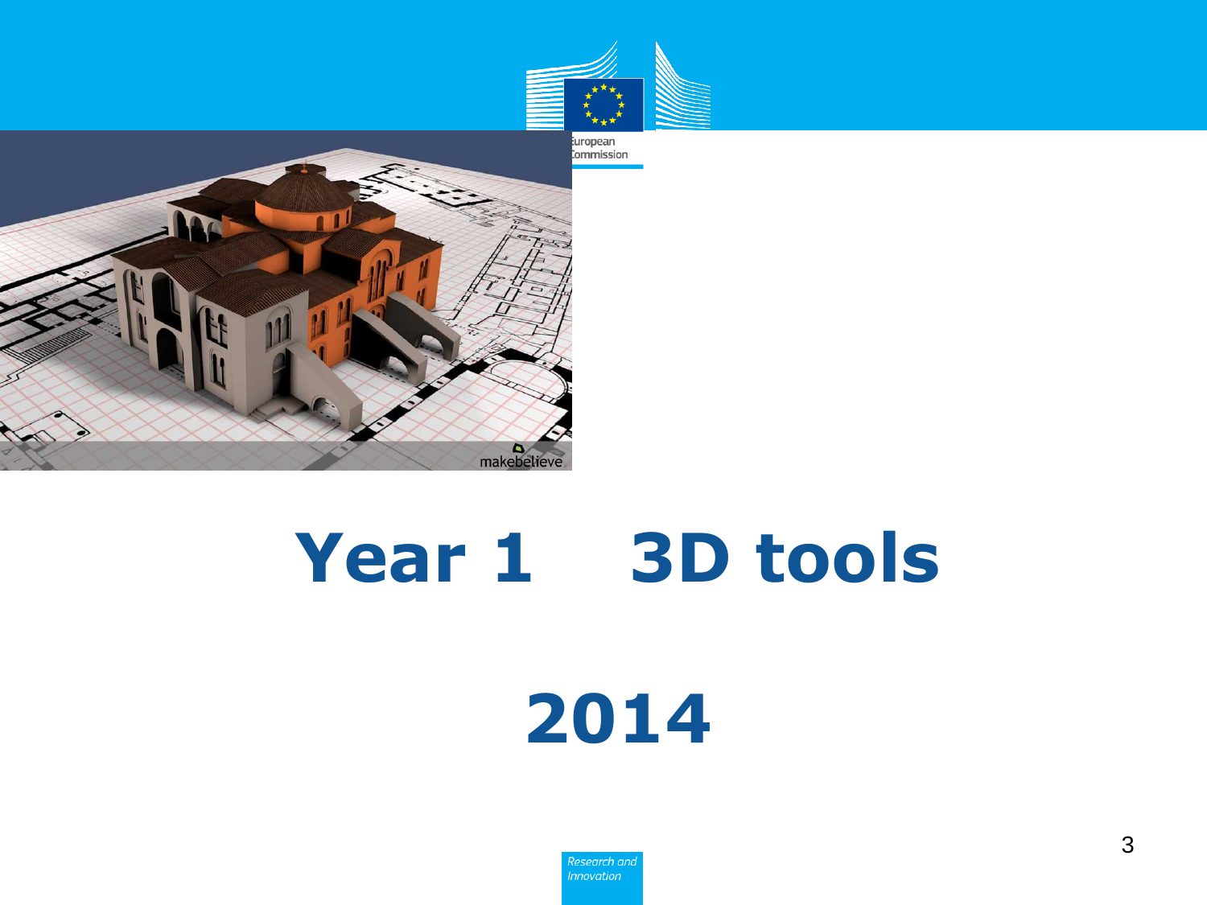# Year 1 3D tools

# 2014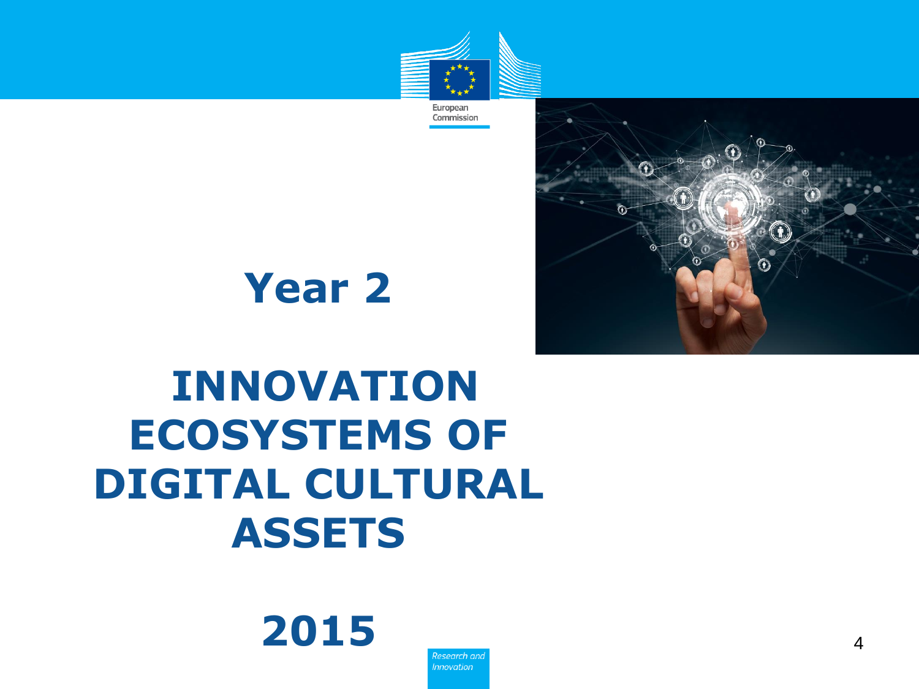# Year 2

# INNOVATION ECOSYSTEMS OF DIGITAL CULTURAL ASSETS

# 2015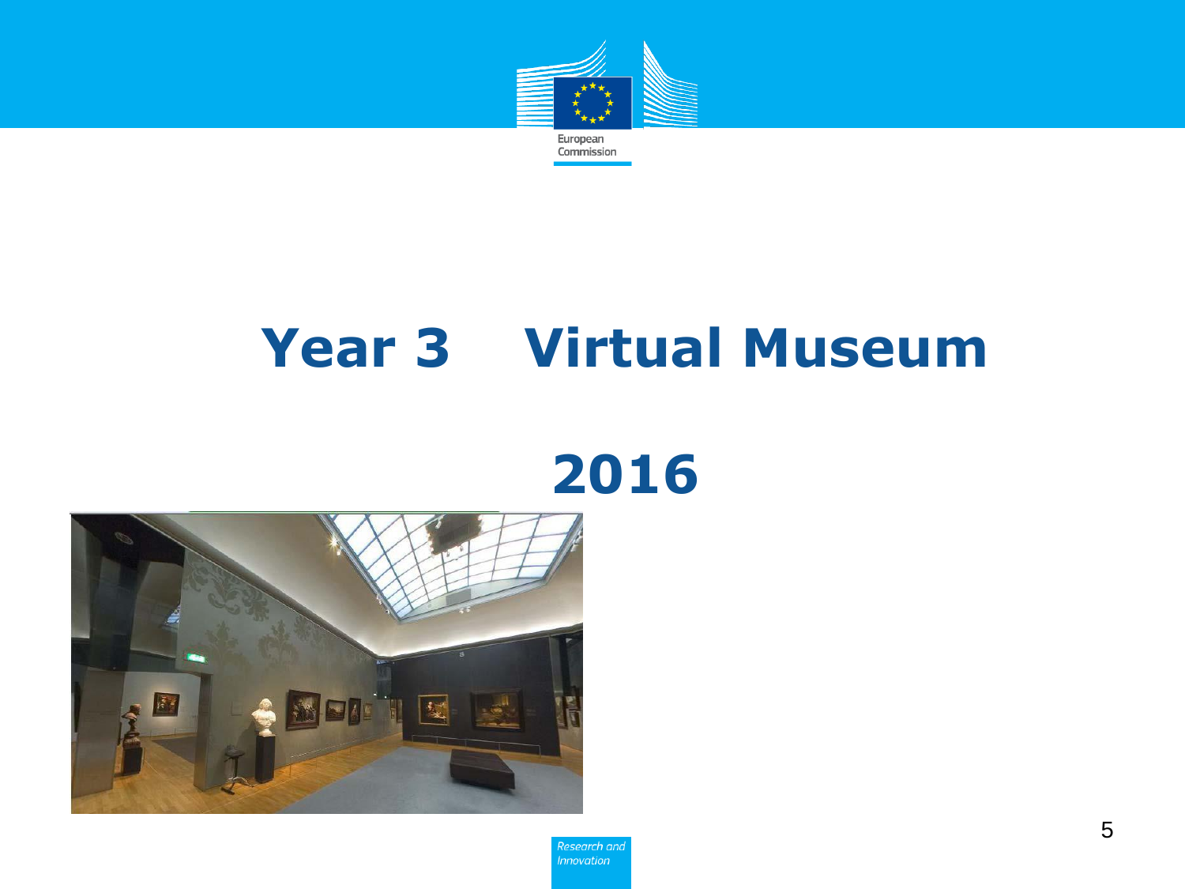# Year 3 Virtual Museum

# 2016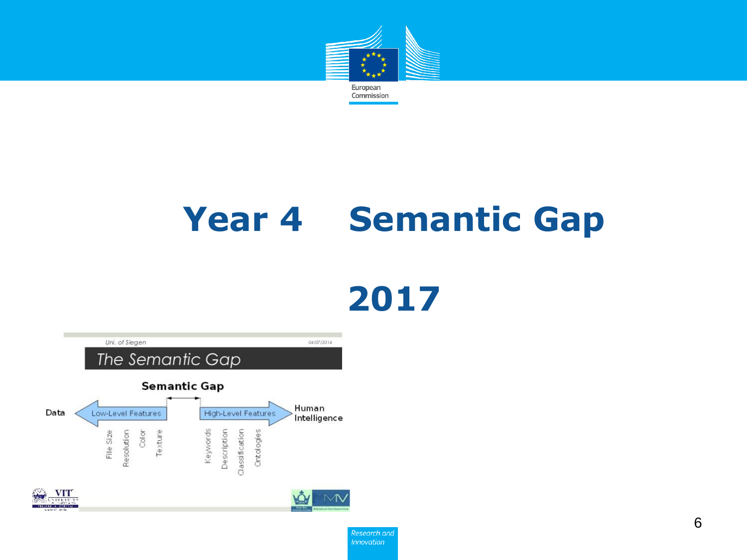# Year 4 Semantic Gap

# 2017

Uni. of Siegen 04/07/2014

## The Semantic Gap

**Semantic Gap**

Data ← Low-Level Features | High-Level Features → Human Intelligence

- File Size
- Resolution
- Color
- Texture

- Keywords
- Description
- Classification
- Ontologies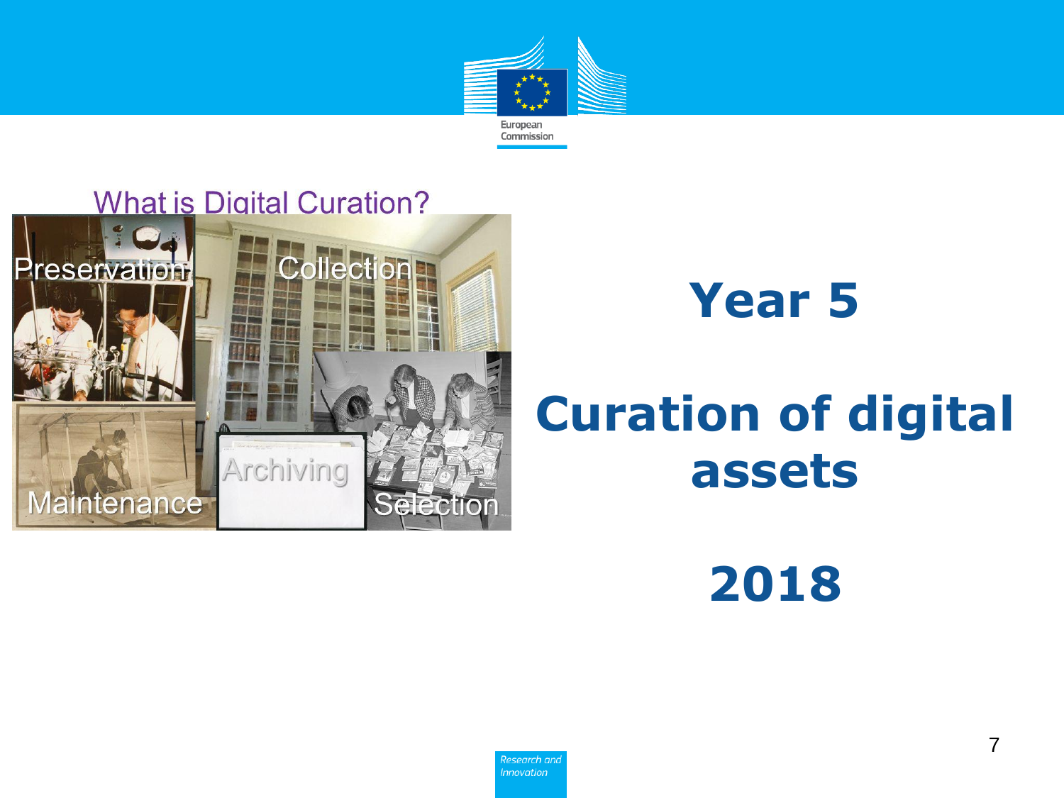What is Digital Curation?

Preservation

Collection

Maintenance

Archiving

Selection

# Year 5

# Curation of digital assets

# 2018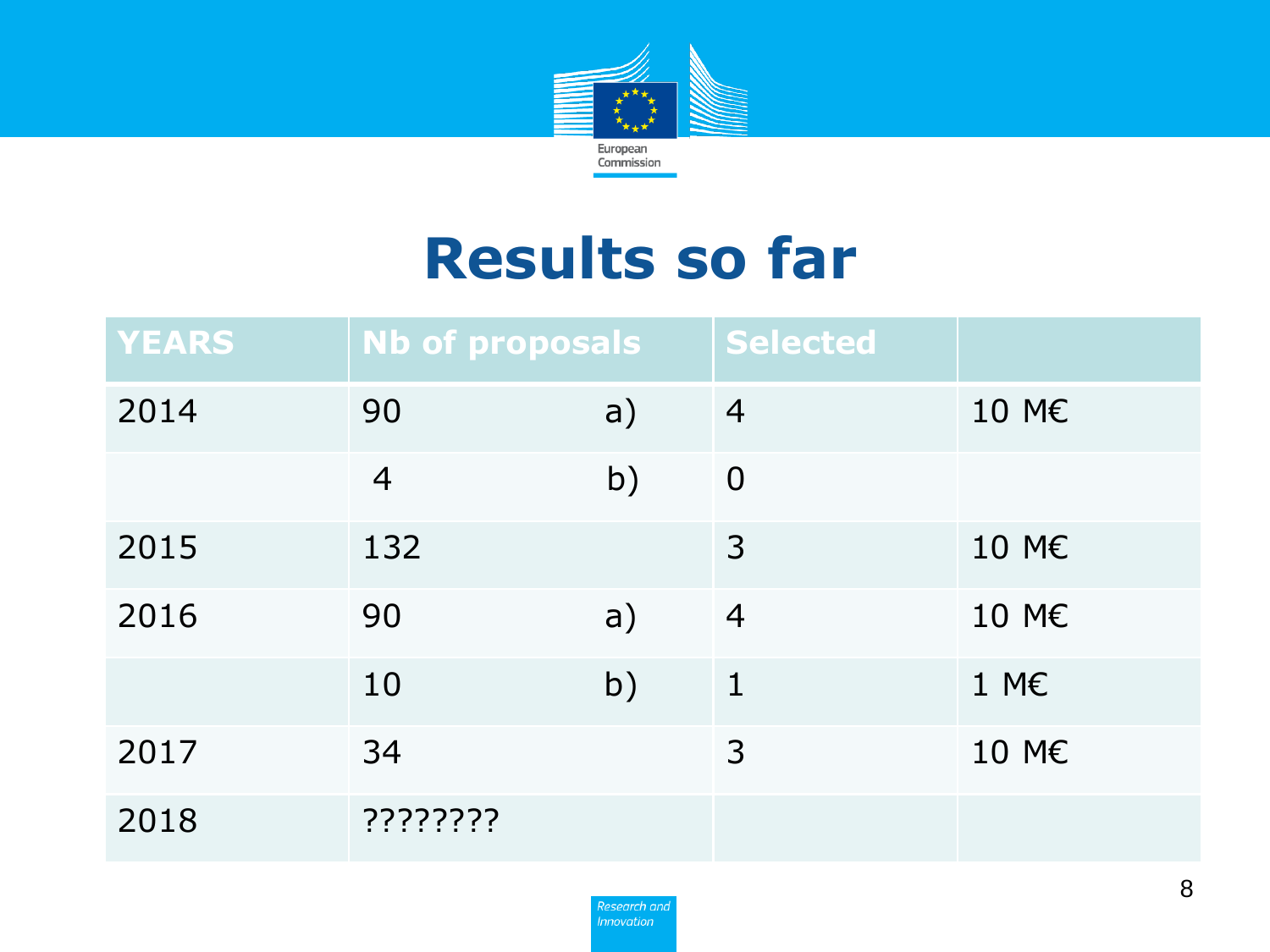# Results so far

| YEARS | Nb of proposals | | Selected | |
|---|---|---|---|---|
| 2014 | 90 | a) | 4 | 10 M€ |
| | 4 | b) | 0 | |
| 2015 | 132 | | 3 | 10 M€ |
| 2016 | 90 | a) | 4 | 10 M€ |
| | 10 | b) | 1 | 1 M€ |
| 2017 | 34 | | 3 | 10 M€ |
| 2018 | ???????? | | | |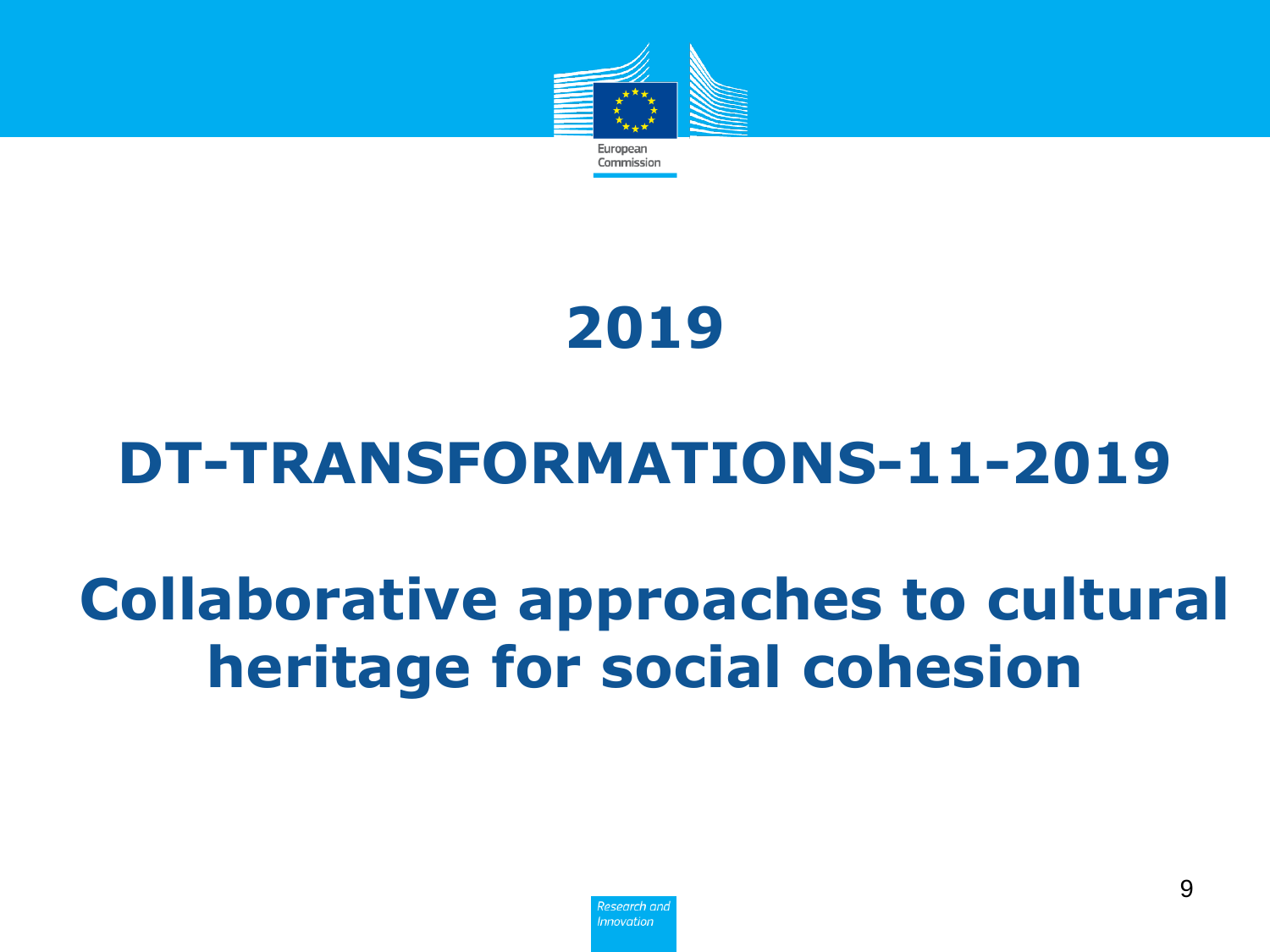# 2019

# DT-TRANSFORMATIONS-11-2019

# Collaborative approaches to cultural heritage for social cohesion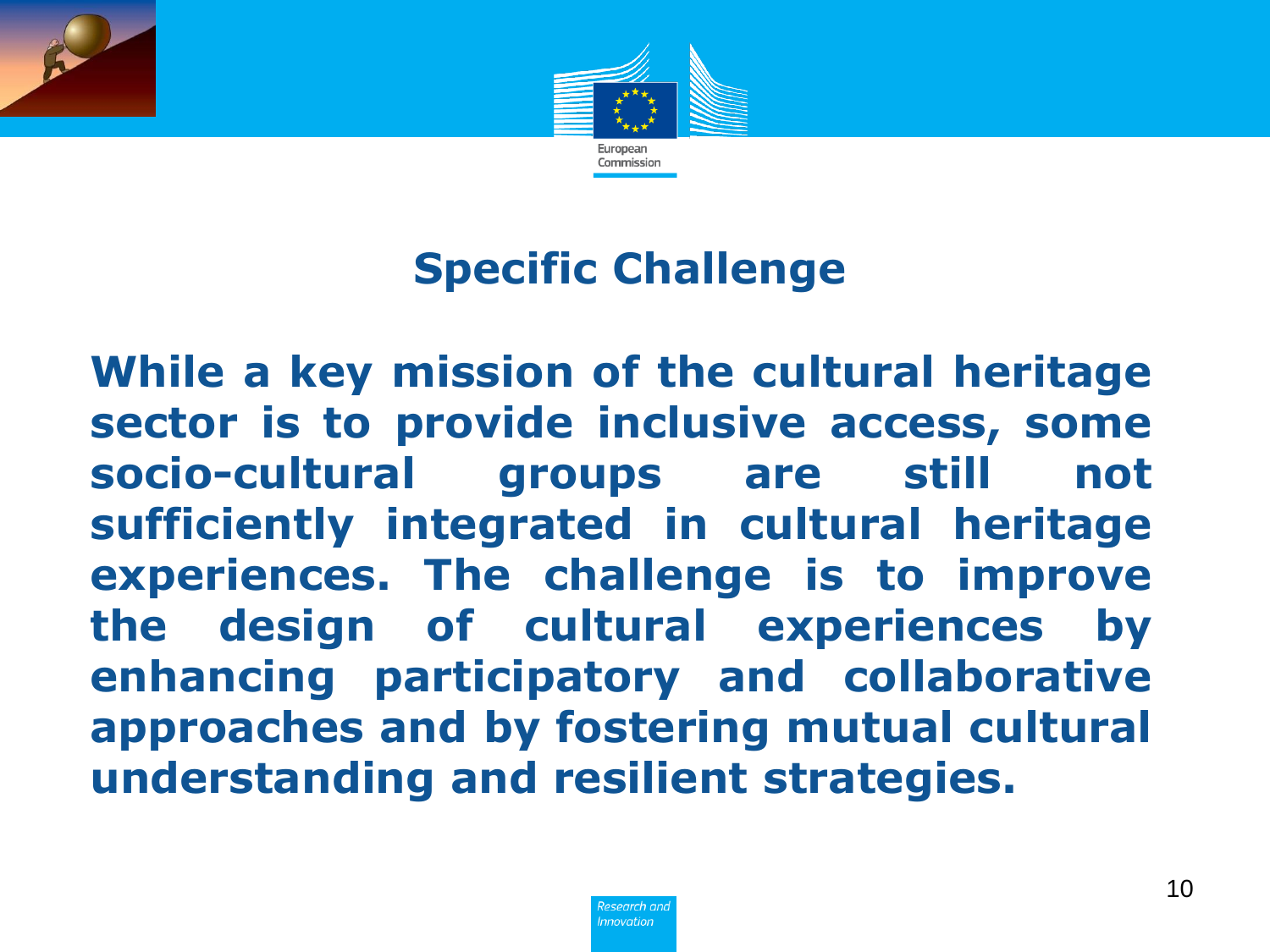## Specific Challenge

**While a key mission of the cultural heritage sector is to provide inclusive access, some socio-cultural groups are still not sufficiently integrated in cultural heritage experiences. The challenge is to improve the design of cultural experiences by enhancing participatory and collaborative approaches and by fostering mutual cultural understanding and resilient strategies.**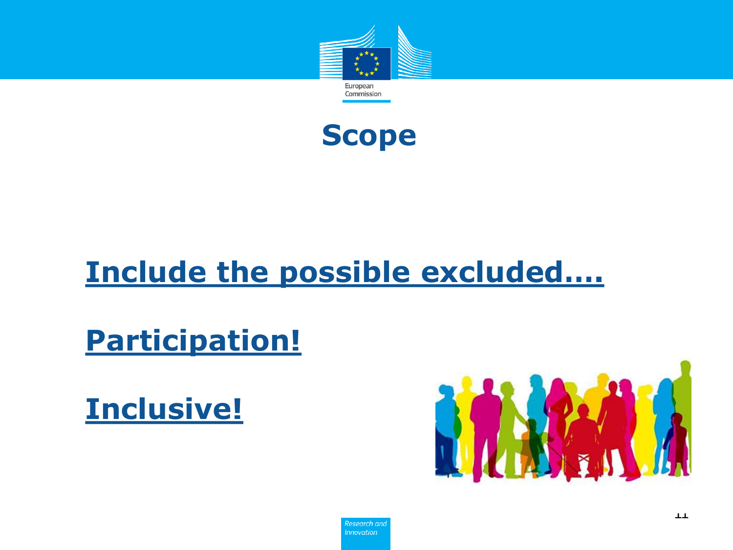# Scope

**Include the possible excluded….**

**Participation!**

**Inclusive!**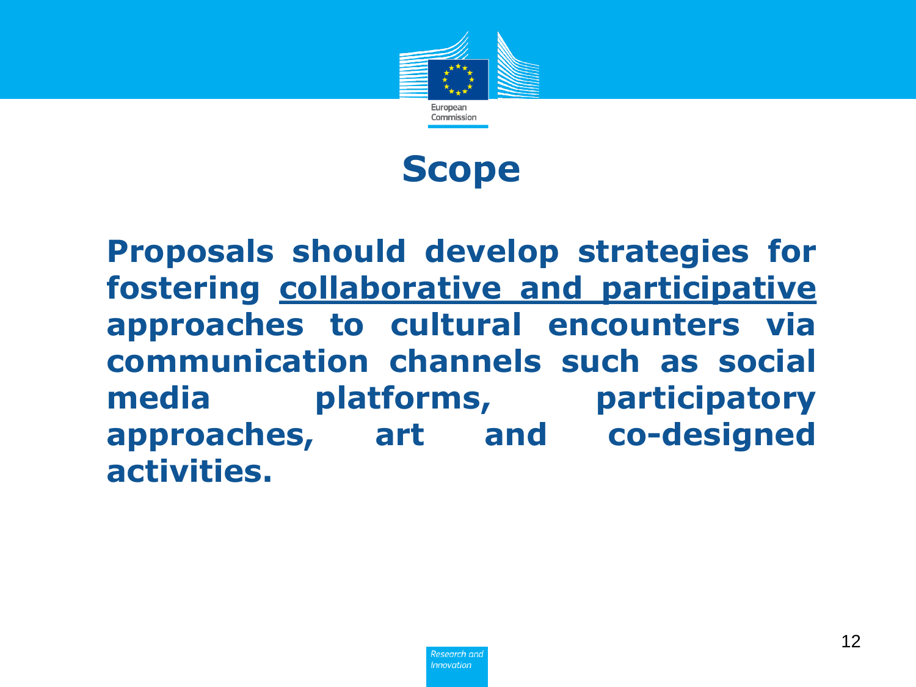# Scope

**Proposals should develop strategies for fostering <u>collaborative and participative</u> approaches to cultural encounters via communication channels such as social media platforms, participatory approaches, art and co-designed activities.**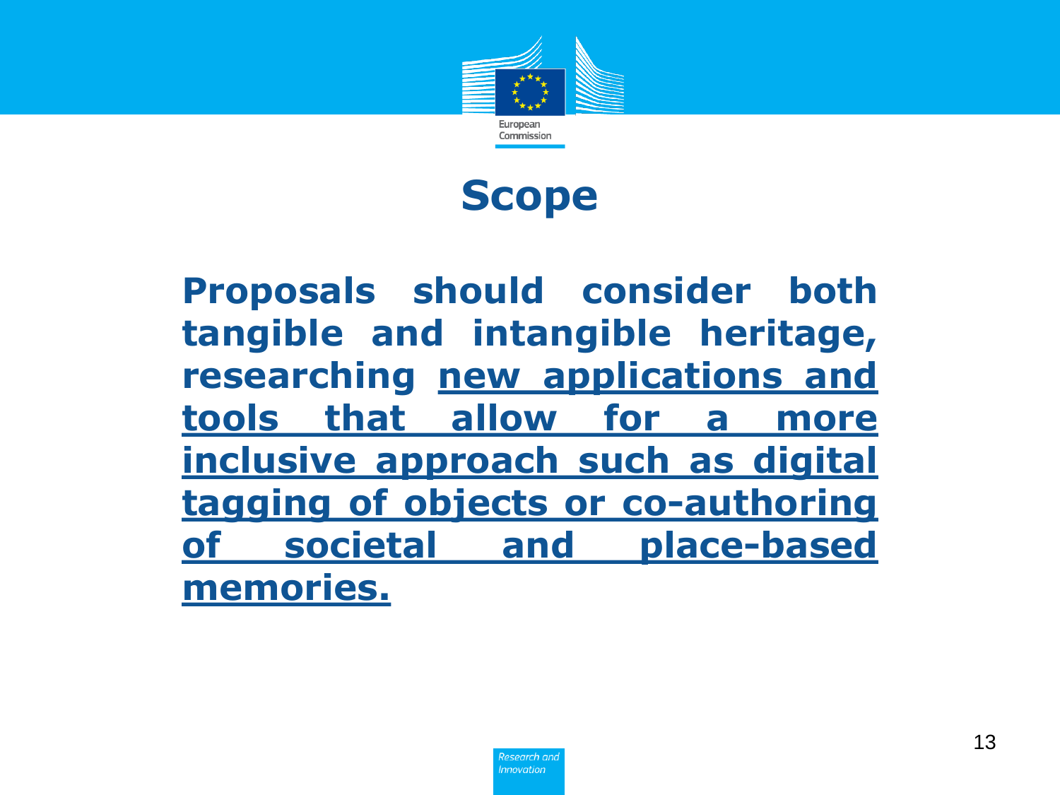# Scope

**Proposals should consider both tangible and intangible heritage, researching <u>new applications and tools that allow for a more inclusive approach such as digital tagging of objects or co-authoring of societal and place-based memories.</u>**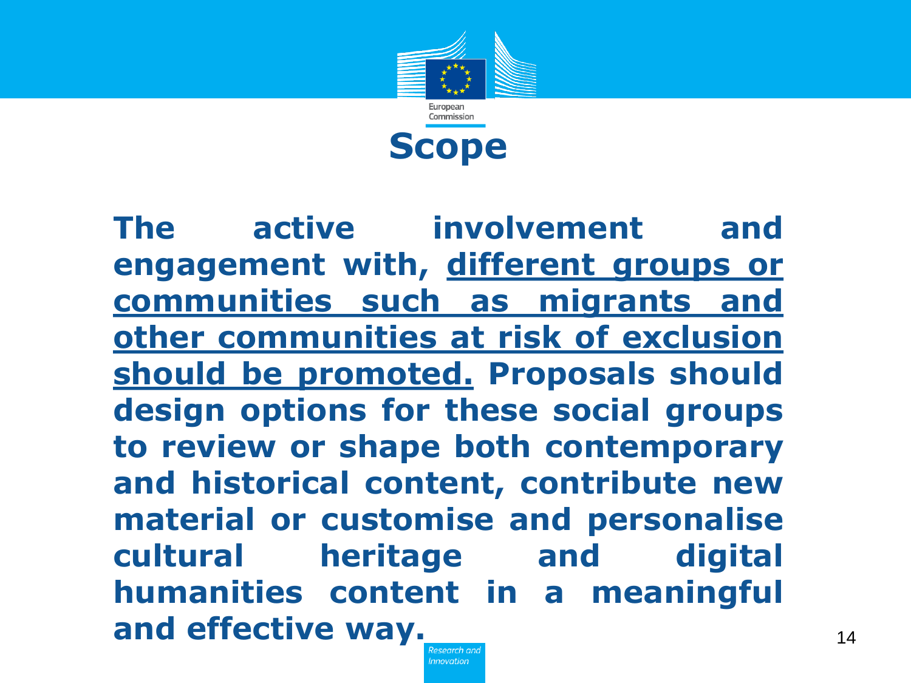# Scope

**The active involvement and engagement with, <u>different groups or communities such as migrants and other communities at risk of exclusion should be promoted.</u> Proposals should design options for these social groups to review or shape both contemporary and historical content, contribute new material or customise and personalise cultural heritage and digital humanities content in a meaningful and effective way.**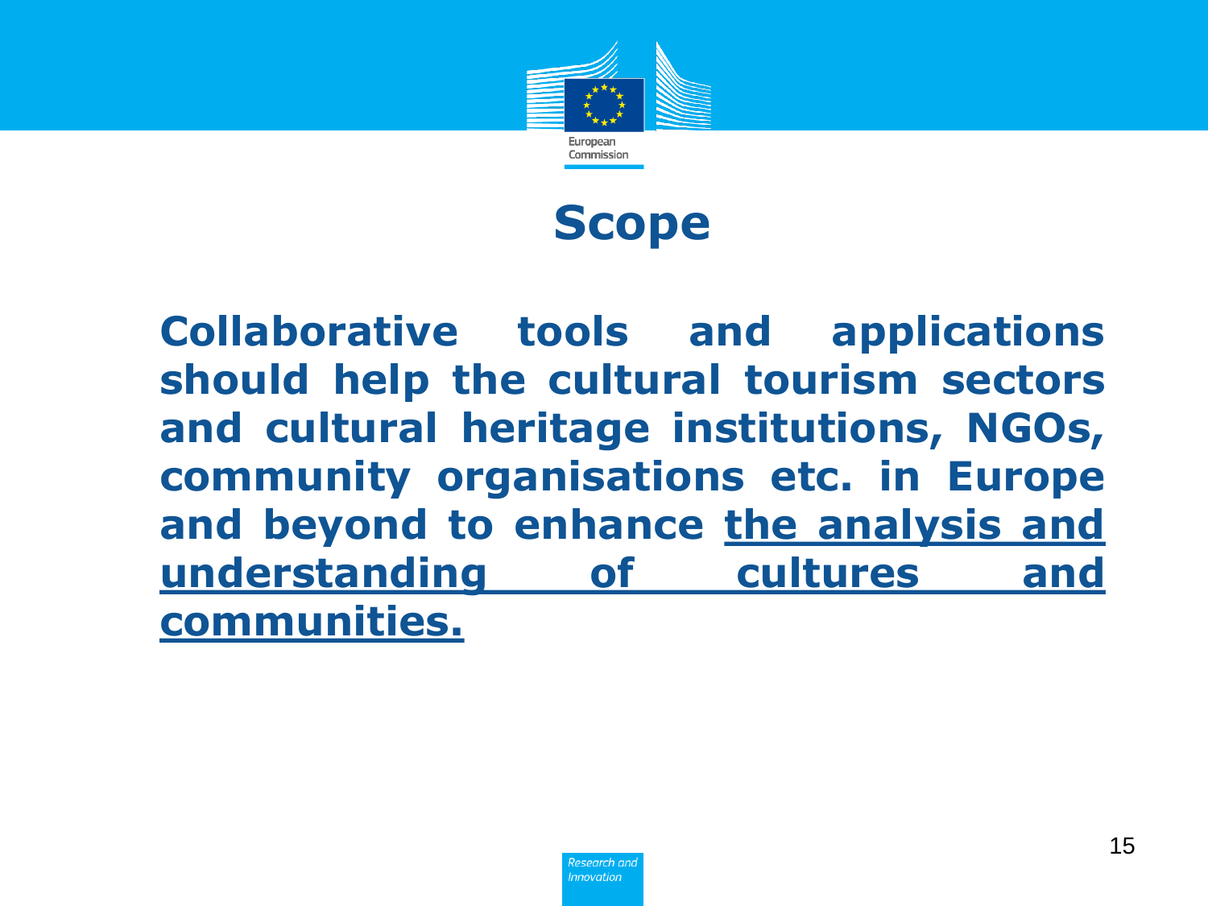# Scope

**Collaborative tools and applications should help the cultural tourism sectors and cultural heritage institutions, NGOs, community organisations etc. in Europe and beyond to enhance <u>the analysis and understanding of cultures and communities.</u>**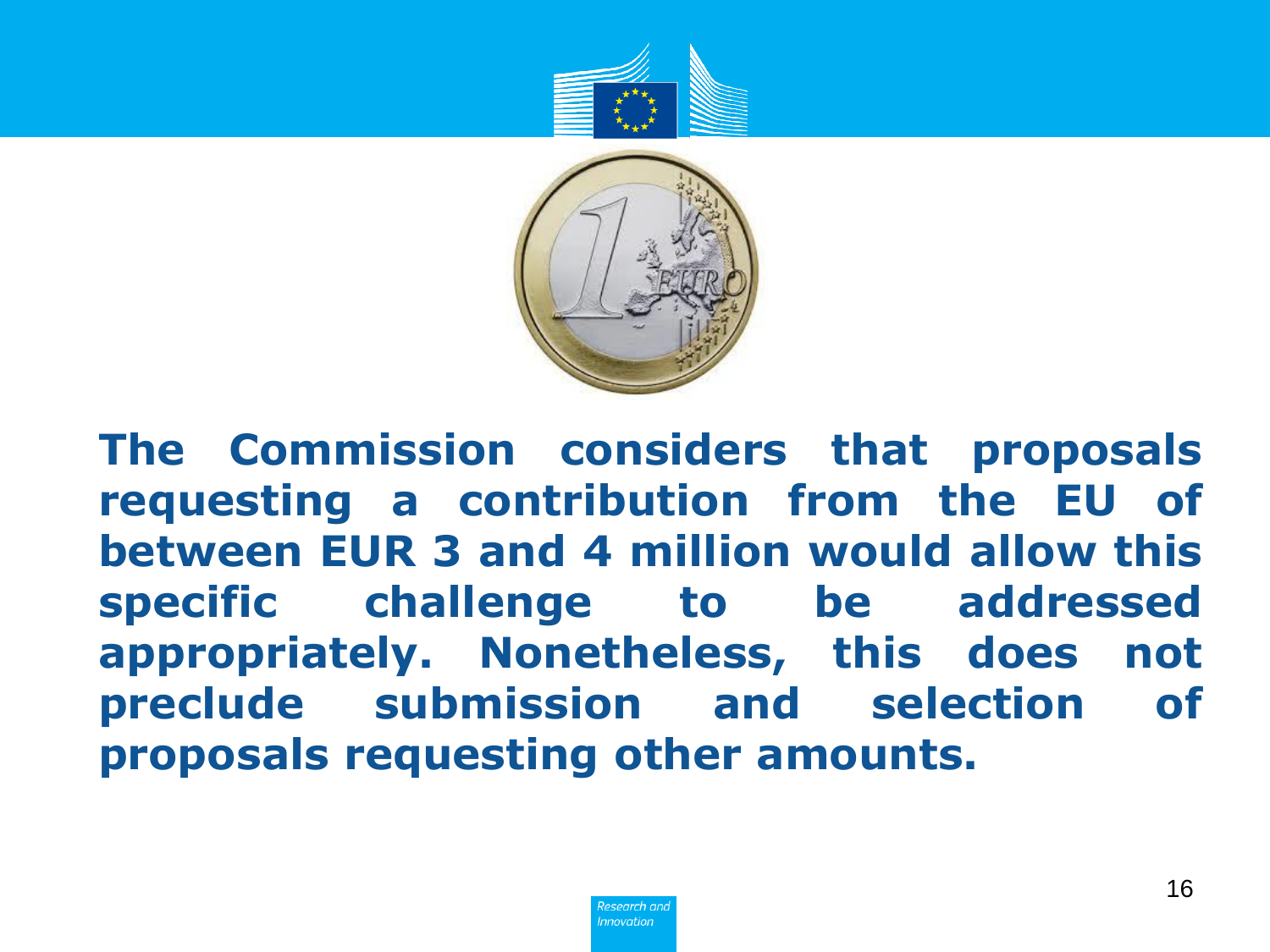**The Commission considers that proposals requesting a contribution from the EU of between EUR 3 and 4 million would allow this specific challenge to be addressed appropriately. Nonetheless, this does not preclude submission and selection of proposals requesting other amounts.**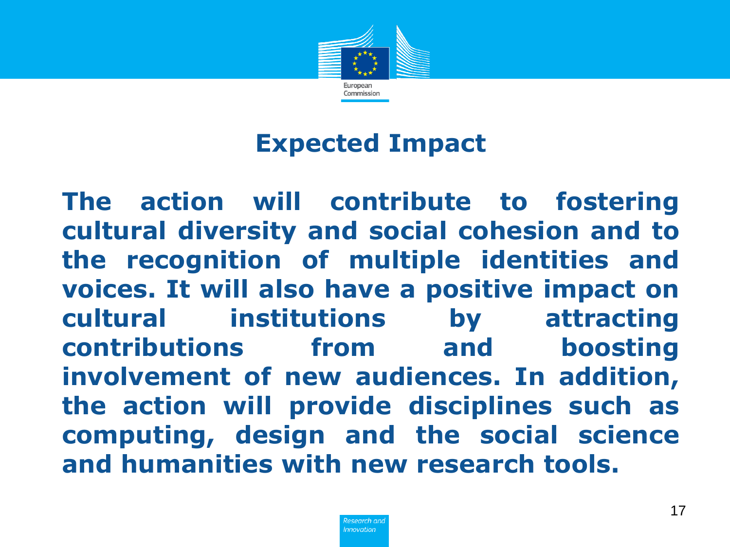# Expected Impact

**The action will contribute to fostering cultural diversity and social cohesion and to the recognition of multiple identities and voices. It will also have a positive impact on cultural institutions by attracting contributions from and boosting involvement of new audiences. In addition, the action will provide disciplines such as computing, design and the social science and humanities with new research tools.**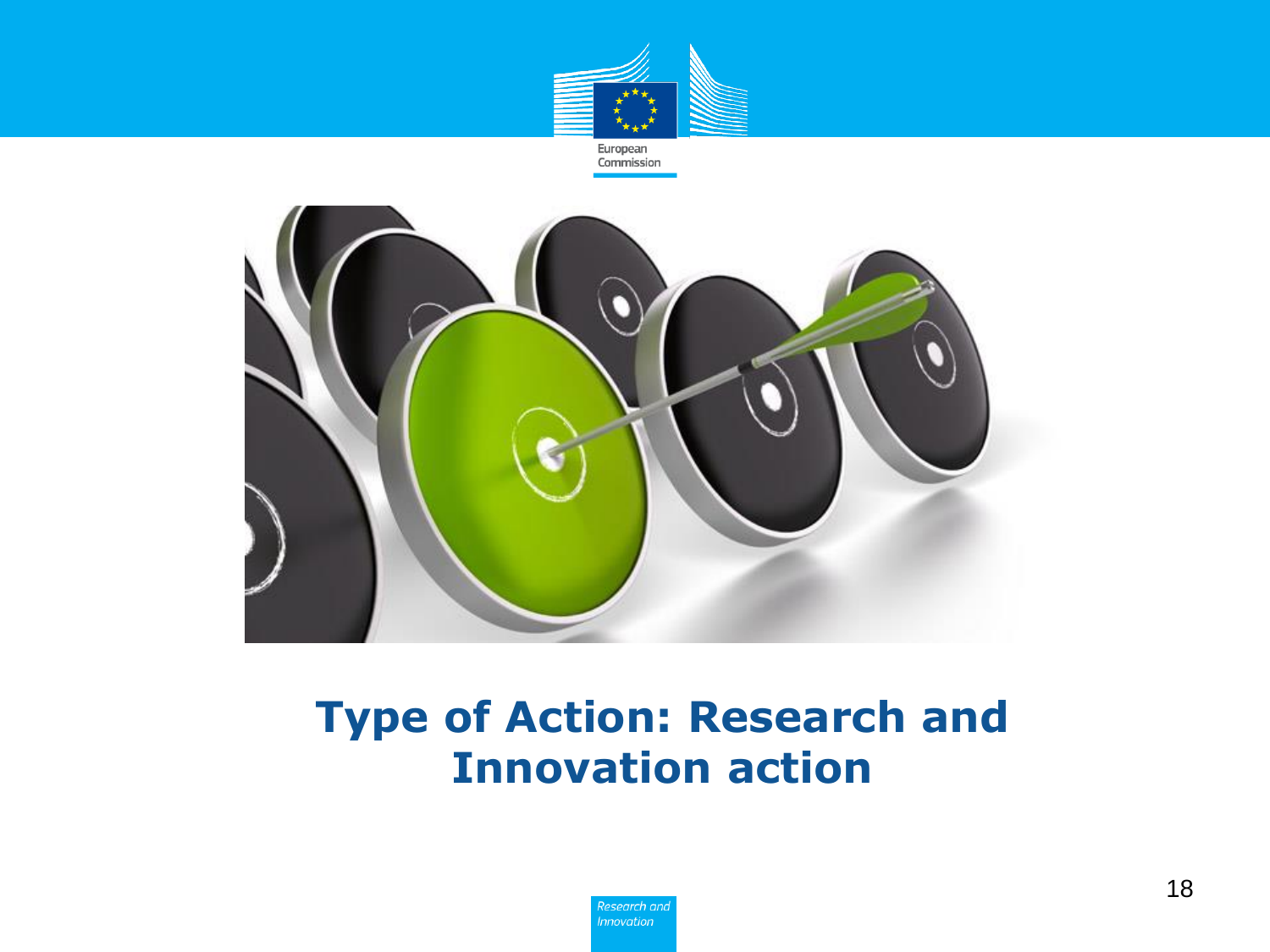# Type of Action: Research and Innovation action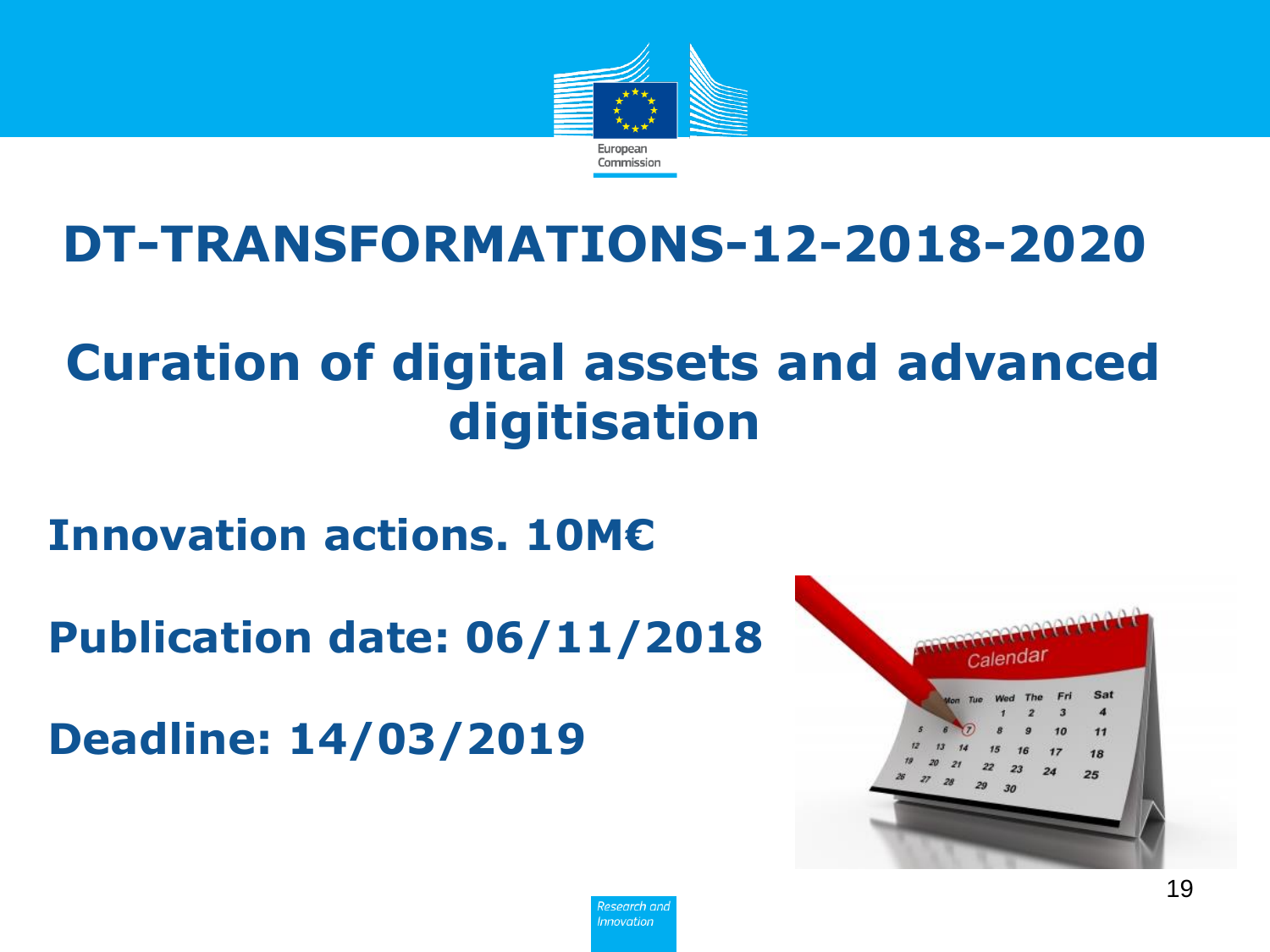# DT-TRANSFORMATIONS-12-2018-2020

## Curation of digital assets and advanced digitisation

**Innovation actions. 10M€**

**Publication date: 06/11/2018**

**Deadline: 14/03/2019**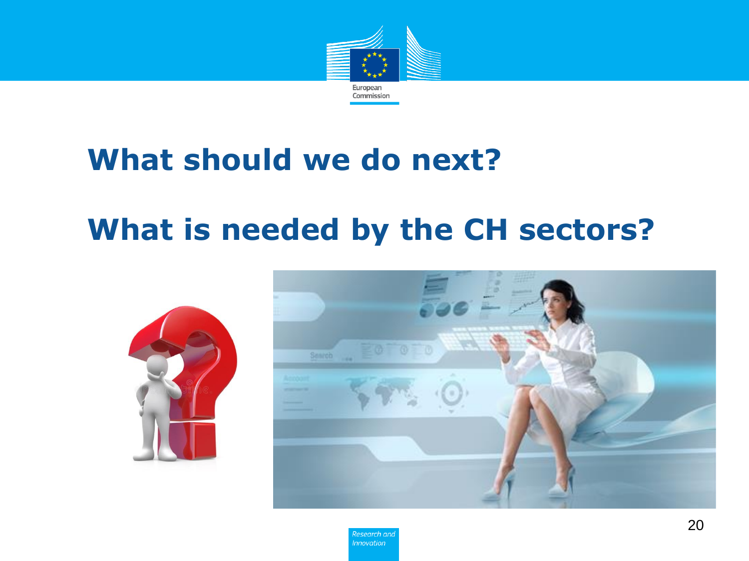## What should we do next?

## What is needed by the CH sectors?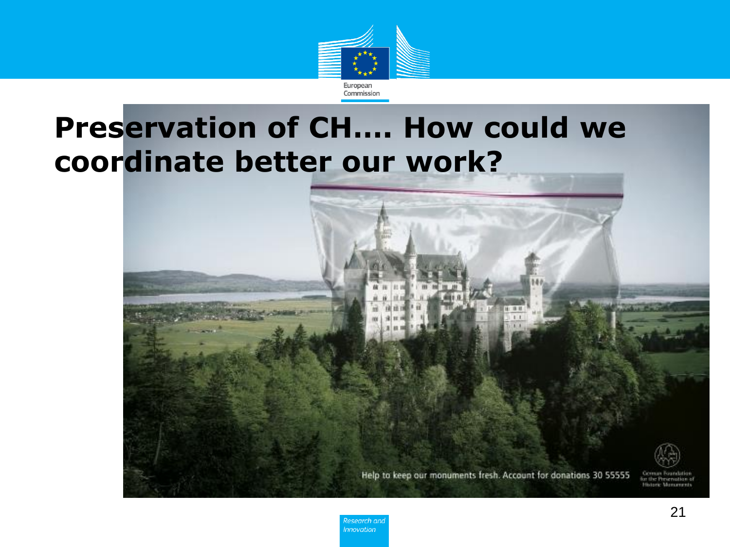# Preservation of CH…. How could we coordinate better our work?

Help to keep our monuments fresh. Account for donations 30 55555

German Foundation for the Preservation of Historic Monuments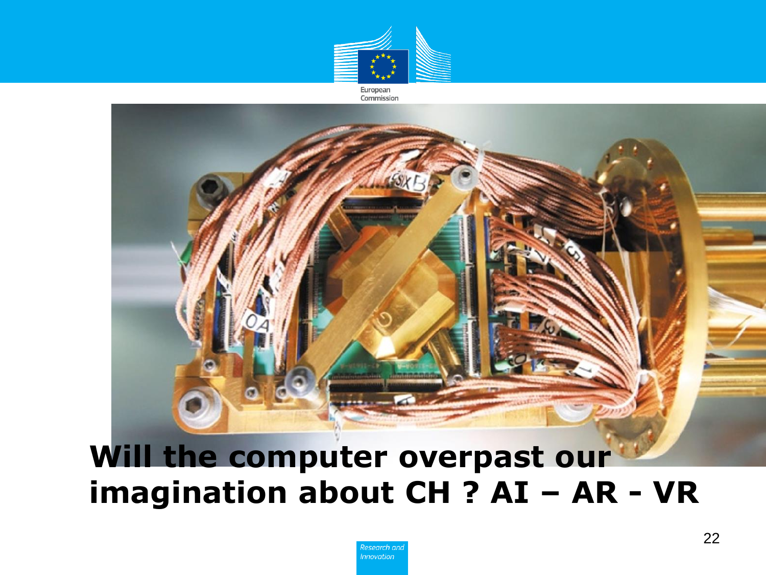# Will the computer overpast our imagination about CH ? AI – AR - VR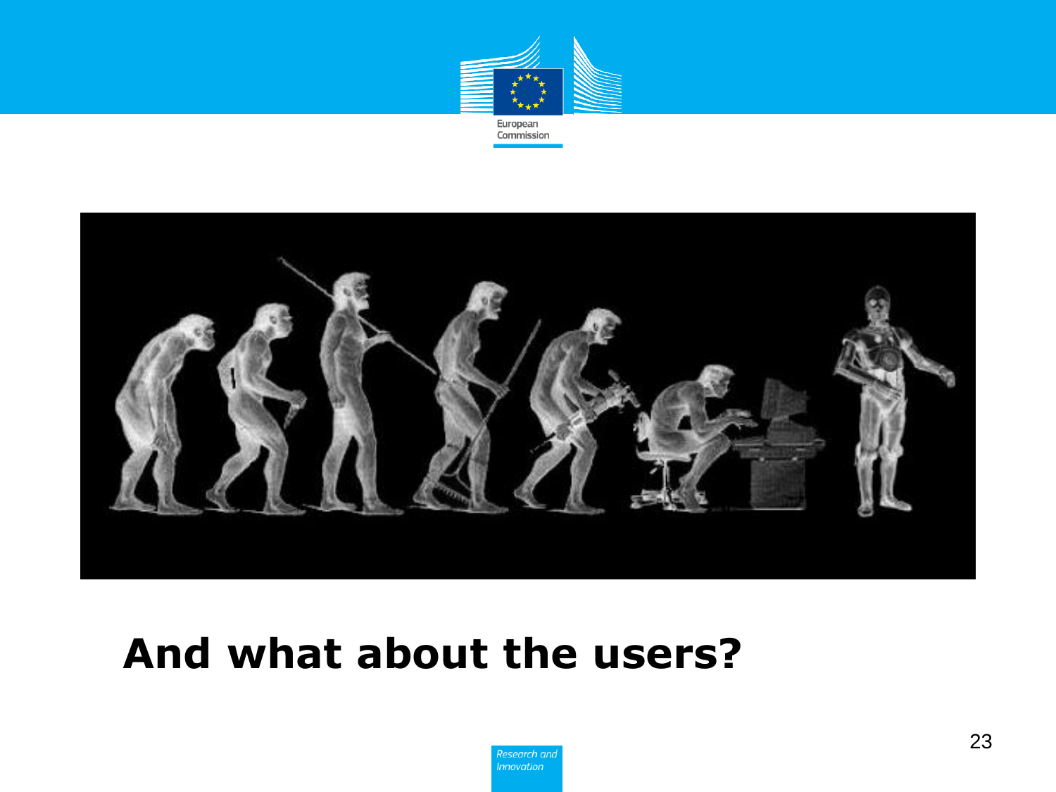**And what about the users?**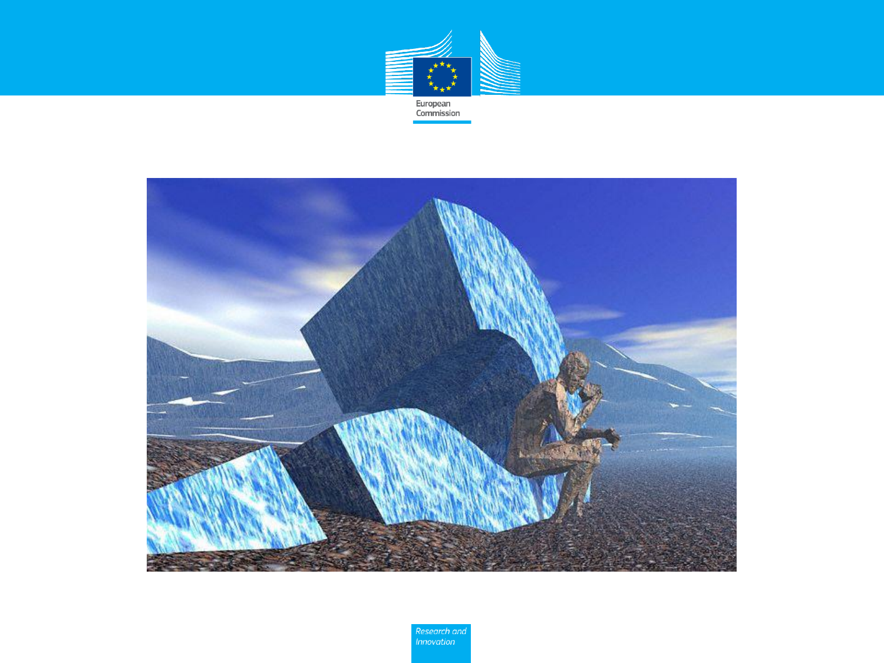European Commission

Research and Innovation